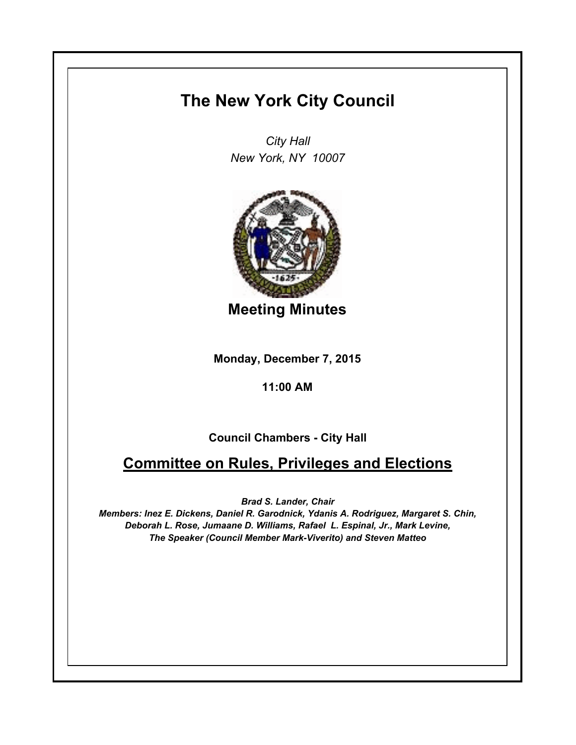# The New York City Council

*City Hall*
*New York, NY 10007*

## Meeting Minutes

**Monday, December 7, 2015**

**11:00 AM**

**Council Chambers - City Hall**

## Committee on Rules, Privileges and Elections

***Brad S. Lander, Chair***
***Members: Inez E. Dickens, Daniel R. Garodnick, Ydanis A. Rodriguez, Margaret S. Chin, Deborah L. Rose, Jumaane D. Williams, Rafael L. Espinal, Jr., Mark Levine, The Speaker (Council Member Mark-Viverito) and Steven Matteo***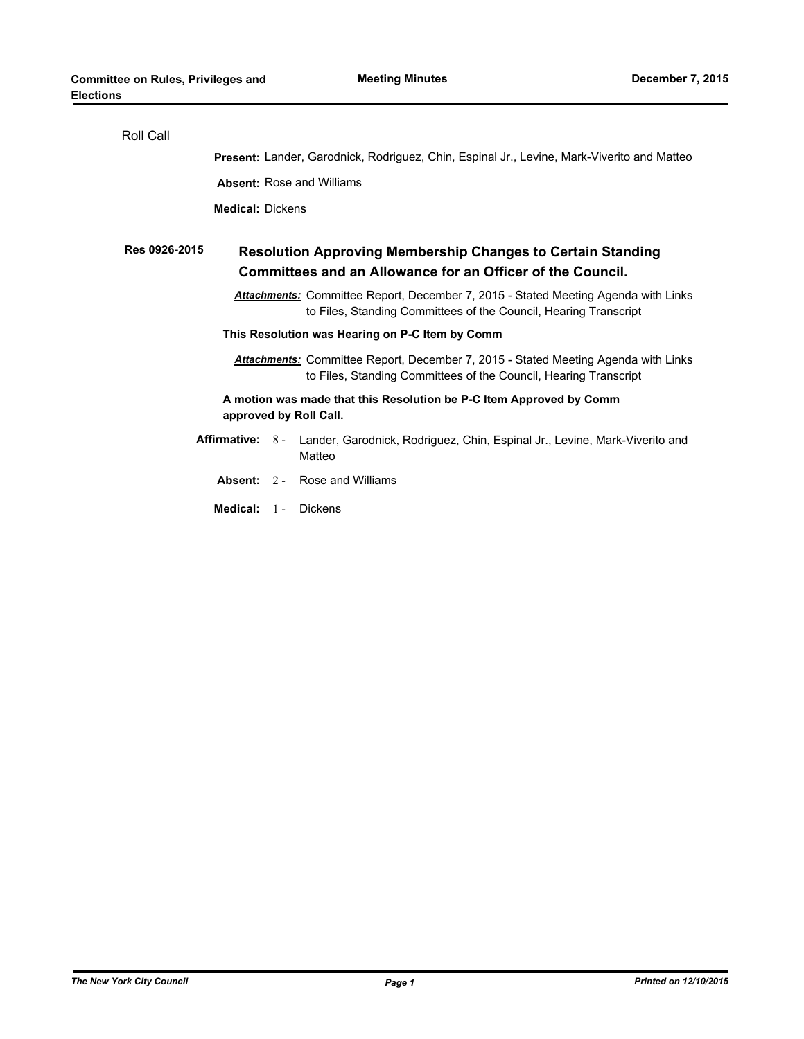Roll Call

**Present:** Lander, Garodnick, Rodriguez, Chin, Espinal Jr., Levine, Mark-Viverito and Matteo

**Absent:** Rose and Williams

**Medical:** Dickens

**Res 0926-2015**

## Resolution Approving Membership Changes to Certain Standing Committees and an Allowance for an Officer of the Council.

***Attachments:*** Committee Report, December 7, 2015 - Stated Meeting Agenda with Links to Files, Standing Committees of the Council, Hearing Transcript

**This Resolution was Hearing on P-C Item by Comm**

***Attachments:*** Committee Report, December 7, 2015 - Stated Meeting Agenda with Links to Files, Standing Committees of the Council, Hearing Transcript

**A motion was made that this Resolution be P-C Item Approved by Comm approved by Roll Call.**

**Affirmative:** 8 - Lander, Garodnick, Rodriguez, Chin, Espinal Jr., Levine, Mark-Viverito and Matteo

**Absent:** 2 - Rose and Williams

**Medical:** 1 - Dickens